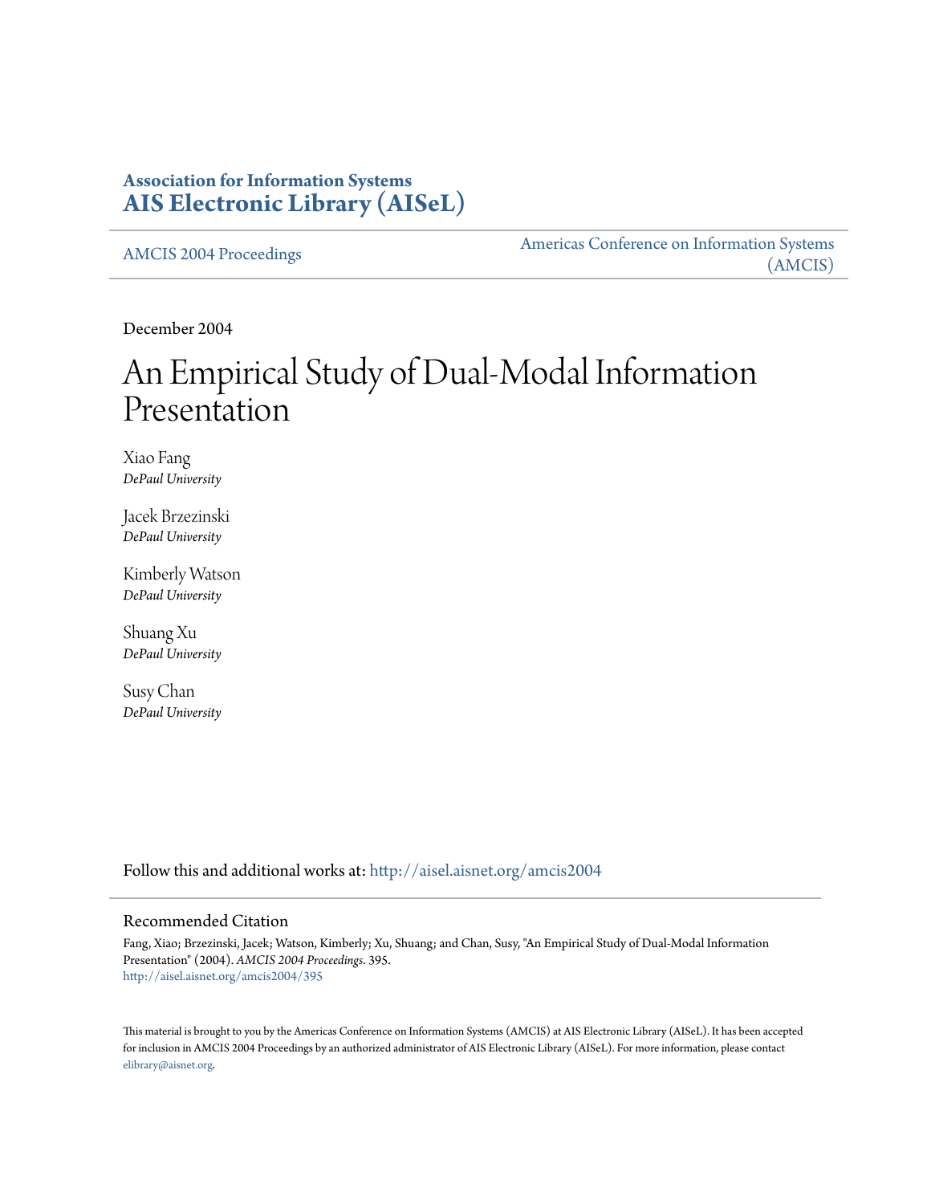**Association for Information Systems**
**AIS Electronic Library (AISeL)**

AMCIS 2004 Proceedings

Americas Conference on Information Systems (AMCIS)

December 2004

# An Empirical Study of Dual-Modal Information Presentation

Xiao Fang
*DePaul University*

Jacek Brzezinski
*DePaul University*

Kimberly Watson
*DePaul University*

Shuang Xu
*DePaul University*

Susy Chan
*DePaul University*

Follow this and additional works at: http://aisel.aisnet.org/amcis2004

## Recommended Citation

Fang, Xiao; Brzezinski, Jacek; Watson, Kimberly; Xu, Shuang; and Chan, Susy, "An Empirical Study of Dual-Modal Information Presentation" (2004). *AMCIS 2004 Proceedings*. 395.
http://aisel.aisnet.org/amcis2004/395

This material is brought to you by the Americas Conference on Information Systems (AMCIS) at AIS Electronic Library (AISeL). It has been accepted for inclusion in AMCIS 2004 Proceedings by an authorized administrator of AIS Electronic Library (AISeL). For more information, please contact elibrary@aisnet.org.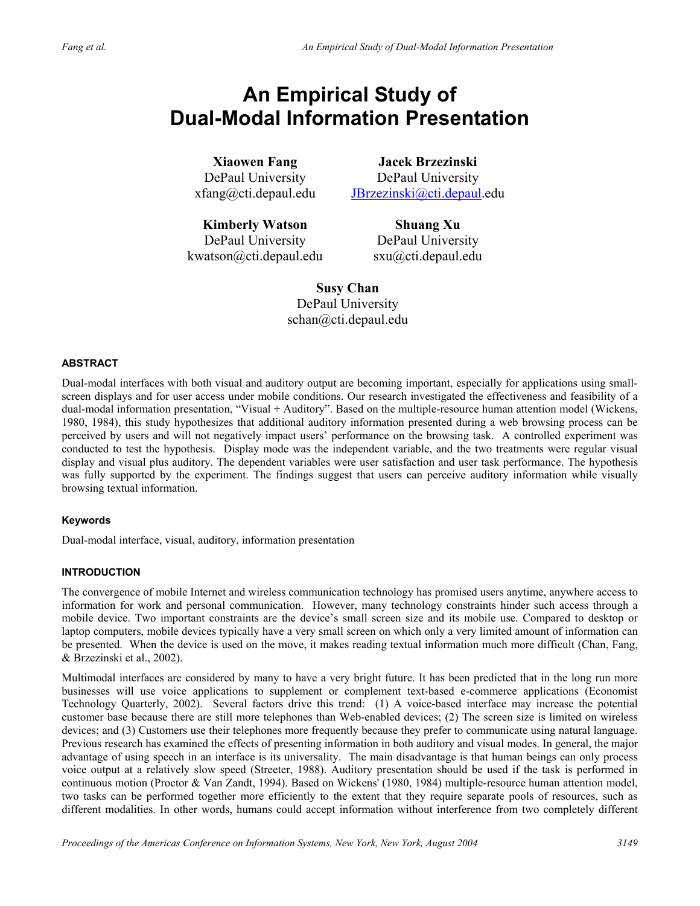# An Empirical Study of Dual-Modal Information Presentation

**Xiaowen Fang**
DePaul University
xfang@cti.depaul.edu

**Jacek Brzezinski**
DePaul University
JBrzezinski@cti.depaul.edu

**Kimberly Watson**
DePaul University
kwatson@cti.depaul.edu

**Shuang Xu**
DePaul University
sxu@cti.depaul.edu

**Susy Chan**
DePaul University
schan@cti.depaul.edu

#### ABSTRACT

Dual-modal interfaces with both visual and auditory output are becoming important, especially for applications using small-screen displays and for user access under mobile conditions. Our research investigated the effectiveness and feasibility of a dual-modal information presentation, "Visual + Auditory". Based on the multiple-resource human attention model (Wickens, 1980, 1984), this study hypothesizes that additional auditory information presented during a web browsing process can be perceived by users and will not negatively impact users' performance on the browsing task. A controlled experiment was conducted to test the hypothesis. Display mode was the independent variable, and the two treatments were regular visual display and visual plus auditory. The dependent variables were user satisfaction and user task performance. The hypothesis was fully supported by the experiment. The findings suggest that users can perceive auditory information while visually browsing textual information.

#### Keywords

Dual-modal interface, visual, auditory, information presentation

#### INTRODUCTION

The convergence of mobile Internet and wireless communication technology has promised users anytime, anywhere access to information for work and personal communication. However, many technology constraints hinder such access through a mobile device. Two important constraints are the device's small screen size and its mobile use. Compared to desktop or laptop computers, mobile devices typically have a very small screen on which only a very limited amount of information can be presented. When the device is used on the move, it makes reading textual information much more difficult (Chan, Fang, & Brzezinski et al., 2002).

Multimodal interfaces are considered by many to have a very bright future. It has been predicted that in the long run more businesses will use voice applications to supplement or complement text-based e-commerce applications (Economist Technology Quarterly, 2002). Several factors drive this trend: (1) A voice-based interface may increase the potential customer base because there are still more telephones than Web-enabled devices; (2) The screen size is limited on wireless devices; and (3) Customers use their telephones more frequently because they prefer to communicate using natural language. Previous research has examined the effects of presenting information in both auditory and visual modes. In general, the major advantage of using speech in an interface is its universality. The main disadvantage is that human beings can only process voice output at a relatively slow speed (Streeter, 1988). Auditory presentation should be used if the task is performed in continuous motion (Proctor & Van Zandt, 1994). Based on Wickens' (1980, 1984) multiple-resource human attention model, two tasks can be performed together more efficiently to the extent that they require separate pools of resources, such as different modalities. In other words, humans could accept information without interference from two completely different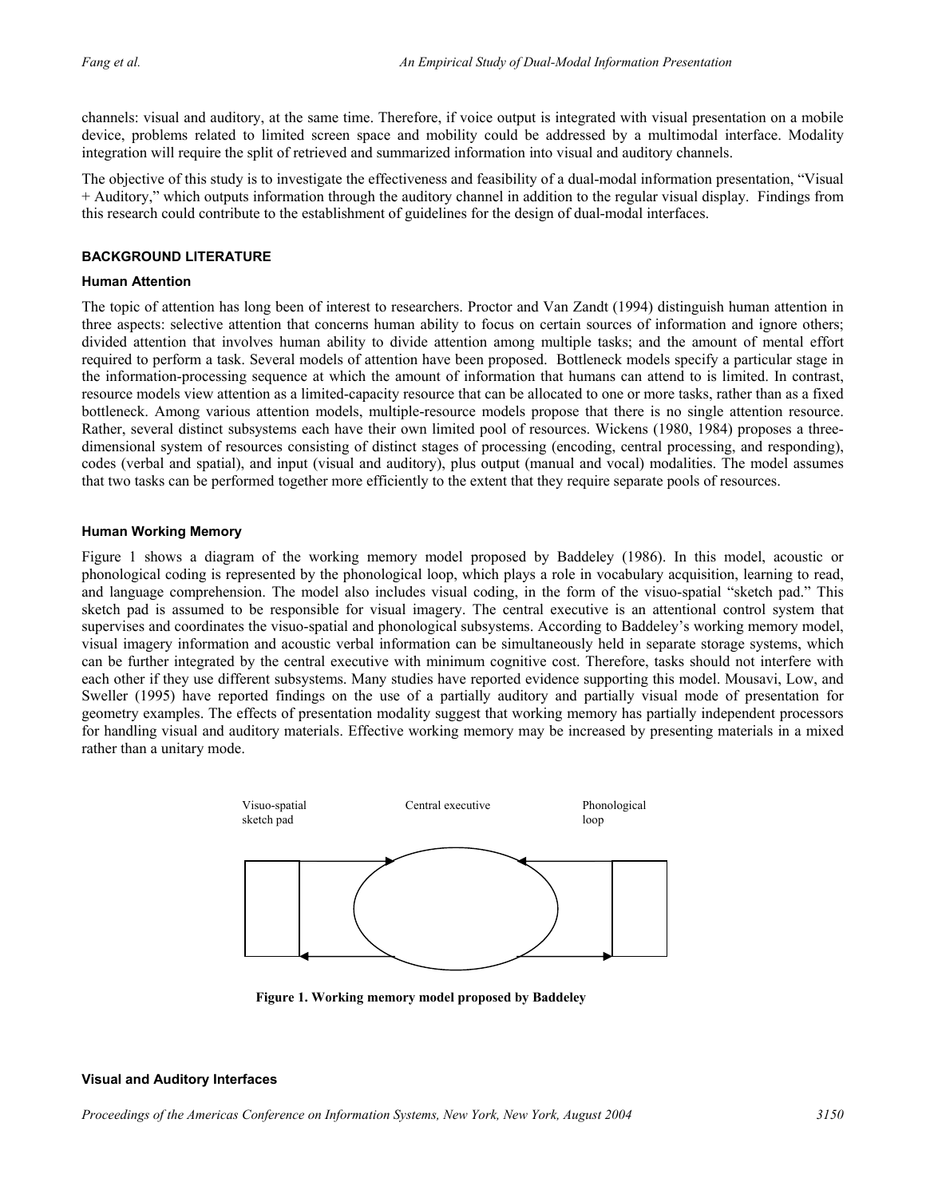channels: visual and auditory, at the same time. Therefore, if voice output is integrated with visual presentation on a mobile device, problems related to limited screen space and mobility could be addressed by a multimodal interface. Modality integration will require the split of retrieved and summarized information into visual and auditory channels.

The objective of this study is to investigate the effectiveness and feasibility of a dual-modal information presentation, "Visual + Auditory," which outputs information through the auditory channel in addition to the regular visual display. Findings from this research could contribute to the establishment of guidelines for the design of dual-modal interfaces.

## BACKGROUND LITERATURE

### Human Attention

The topic of attention has long been of interest to researchers. Proctor and Van Zandt (1994) distinguish human attention in three aspects: selective attention that concerns human ability to focus on certain sources of information and ignore others; divided attention that involves human ability to divide attention among multiple tasks; and the amount of mental effort required to perform a task. Several models of attention have been proposed. Bottleneck models specify a particular stage in the information-processing sequence at which the amount of information that humans can attend to is limited. In contrast, resource models view attention as a limited-capacity resource that can be allocated to one or more tasks, rather than as a fixed bottleneck. Among various attention models, multiple-resource models propose that there is no single attention resource. Rather, several distinct subsystems each have their own limited pool of resources. Wickens (1980, 1984) proposes a three-dimensional system of resources consisting of distinct stages of processing (encoding, central processing, and responding), codes (verbal and spatial), and input (visual and auditory), plus output (manual and vocal) modalities. The model assumes that two tasks can be performed together more efficiently to the extent that they require separate pools of resources.

### Human Working Memory

Figure 1 shows a diagram of the working memory model proposed by Baddeley (1986). In this model, acoustic or phonological coding is represented by the phonological loop, which plays a role in vocabulary acquisition, learning to read, and language comprehension. The model also includes visual coding, in the form of the visuo-spatial "sketch pad." This sketch pad is assumed to be responsible for visual imagery. The central executive is an attentional control system that supervises and coordinates the visuo-spatial and phonological subsystems. According to Baddeley's working memory model, visual imagery information and acoustic verbal information can be simultaneously held in separate storage systems, which can be further integrated by the central executive with minimum cognitive cost. Therefore, tasks should not interfere with each other if they use different subsystems. Many studies have reported evidence supporting this model. Mousavi, Low, and Sweller (1995) have reported findings on the use of a partially auditory and partially visual mode of presentation for geometry examples. The effects of presentation modality suggest that working memory has partially independent processors for handling visual and auditory materials. Effective working memory may be increased by presenting materials in a mixed rather than a unitary mode.

Visuo-spatial sketch pad — Central executive — Phonological loop

**Figure 1. Working memory model proposed by Baddeley**

### Visual and Auditory Interfaces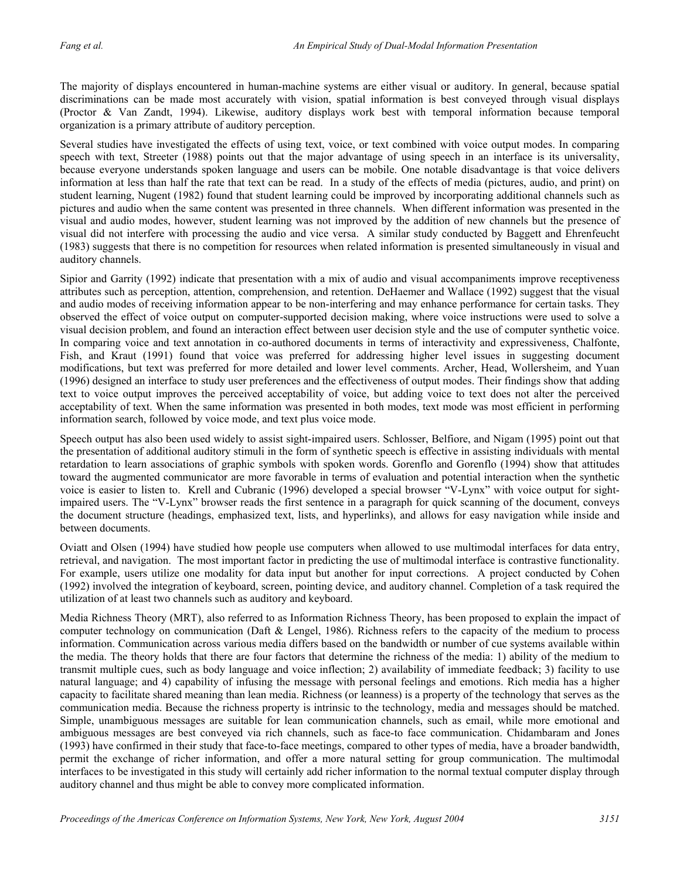The majority of displays encountered in human-machine systems are either visual or auditory. In general, because spatial discriminations can be made most accurately with vision, spatial information is best conveyed through visual displays (Proctor & Van Zandt, 1994). Likewise, auditory displays work best with temporal information because temporal organization is a primary attribute of auditory perception.

Several studies have investigated the effects of using text, voice, or text combined with voice output modes. In comparing speech with text, Streeter (1988) points out that the major advantage of using speech in an interface is its universality, because everyone understands spoken language and users can be mobile. One notable disadvantage is that voice delivers information at less than half the rate that text can be read. In a study of the effects of media (pictures, audio, and print) on student learning, Nugent (1982) found that student learning could be improved by incorporating additional channels such as pictures and audio when the same content was presented in three channels. When different information was presented in the visual and audio modes, however, student learning was not improved by the addition of new channels but the presence of visual did not interfere with processing the audio and vice versa. A similar study conducted by Baggett and Ehrenfeucht (1983) suggests that there is no competition for resources when related information is presented simultaneously in visual and auditory channels.

Sipior and Garrity (1992) indicate that presentation with a mix of audio and visual accompaniments improve receptiveness attributes such as perception, attention, comprehension, and retention. DeHaemer and Wallace (1992) suggest that the visual and audio modes of receiving information appear to be non-interfering and may enhance performance for certain tasks. They observed the effect of voice output on computer-supported decision making, where voice instructions were used to solve a visual decision problem, and found an interaction effect between user decision style and the use of computer synthetic voice. In comparing voice and text annotation in co-authored documents in terms of interactivity and expressiveness, Chalfonte, Fish, and Kraut (1991) found that voice was preferred for addressing higher level issues in suggesting document modifications, but text was preferred for more detailed and lower level comments. Archer, Head, Wollersheim, and Yuan (1996) designed an interface to study user preferences and the effectiveness of output modes. Their findings show that adding text to voice output improves the perceived acceptability of voice, but adding voice to text does not alter the perceived acceptability of text. When the same information was presented in both modes, text mode was most efficient in performing information search, followed by voice mode, and text plus voice mode.

Speech output has also been used widely to assist sight-impaired users. Schlosser, Belfiore, and Nigam (1995) point out that the presentation of additional auditory stimuli in the form of synthetic speech is effective in assisting individuals with mental retardation to learn associations of graphic symbols with spoken words. Gorenflo and Gorenflo (1994) show that attitudes toward the augmented communicator are more favorable in terms of evaluation and potential interaction when the synthetic voice is easier to listen to. Krell and Cubranic (1996) developed a special browser "V-Lynx" with voice output for sight-impaired users. The "V-Lynx" browser reads the first sentence in a paragraph for quick scanning of the document, conveys the document structure (headings, emphasized text, lists, and hyperlinks), and allows for easy navigation while inside and between documents.

Oviatt and Olsen (1994) have studied how people use computers when allowed to use multimodal interfaces for data entry, retrieval, and navigation. The most important factor in predicting the use of multimodal interface is contrastive functionality. For example, users utilize one modality for data input but another for input corrections. A project conducted by Cohen (1992) involved the integration of keyboard, screen, pointing device, and auditory channel. Completion of a task required the utilization of at least two channels such as auditory and keyboard.

Media Richness Theory (MRT), also referred to as Information Richness Theory, has been proposed to explain the impact of computer technology on communication (Daft & Lengel, 1986). Richness refers to the capacity of the medium to process information. Communication across various media differs based on the bandwidth or number of cue systems available within the media. The theory holds that there are four factors that determine the richness of the media: 1) ability of the medium to transmit multiple cues, such as body language and voice inflection; 2) availability of immediate feedback; 3) facility to use natural language; and 4) capability of infusing the message with personal feelings and emotions. Rich media has a higher capacity to facilitate shared meaning than lean media. Richness (or leanness) is a property of the technology that serves as the communication media. Because the richness property is intrinsic to the technology, media and messages should be matched. Simple, unambiguous messages are suitable for lean communication channels, such as email, while more emotional and ambiguous messages are best conveyed via rich channels, such as face-to face communication. Chidambaram and Jones (1993) have confirmed in their study that face-to-face meetings, compared to other types of media, have a broader bandwidth, permit the exchange of richer information, and offer a more natural setting for group communication. The multimodal interfaces to be investigated in this study will certainly add richer information to the normal textual computer display through auditory channel and thus might be able to convey more complicated information.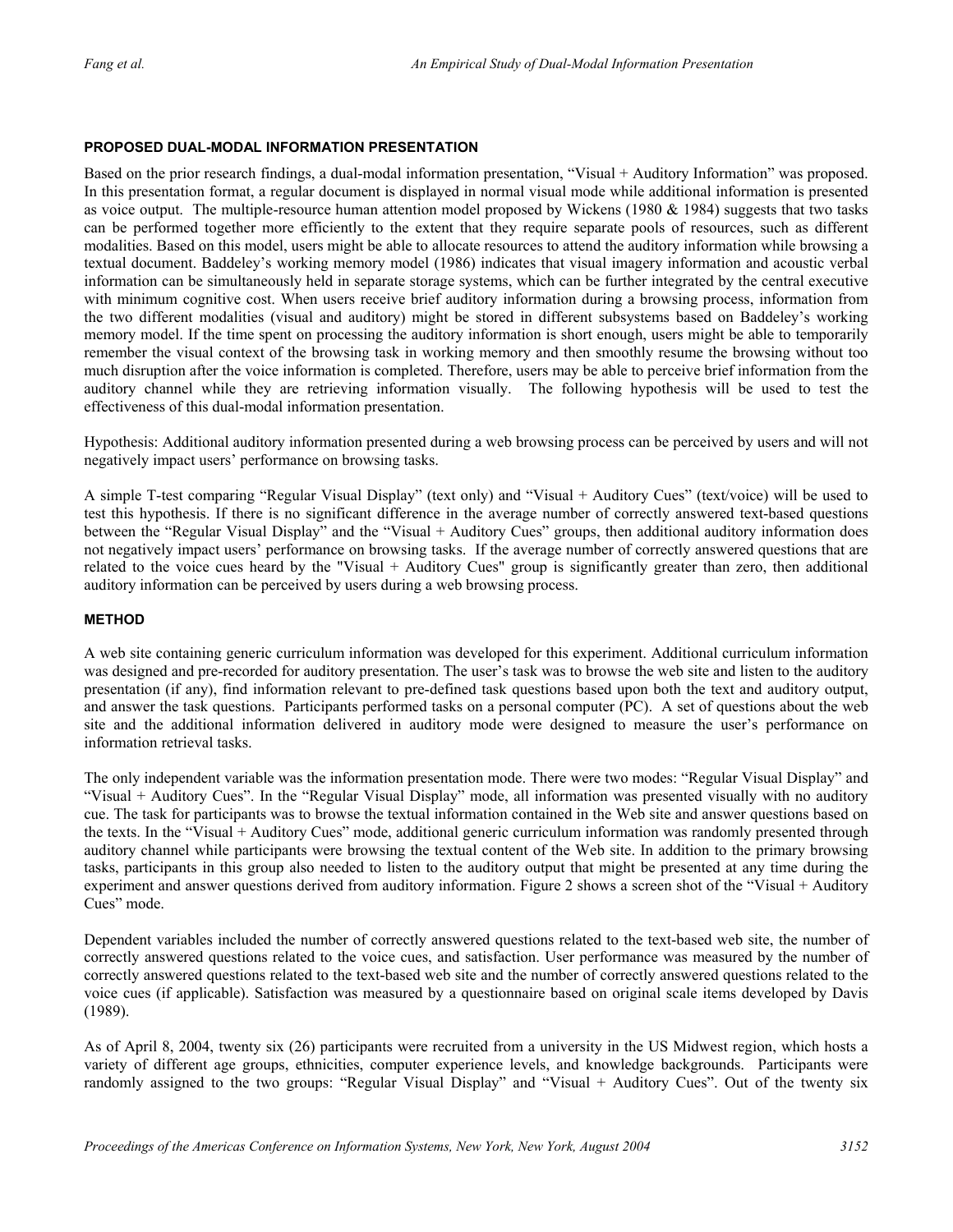### PROPOSED DUAL-MODAL INFORMATION PRESENTATION

Based on the prior research findings, a dual-modal information presentation, "Visual + Auditory Information" was proposed. In this presentation format, a regular document is displayed in normal visual mode while additional information is presented as voice output. The multiple-resource human attention model proposed by Wickens (1980 & 1984) suggests that two tasks can be performed together more efficiently to the extent that they require separate pools of resources, such as different modalities. Based on this model, users might be able to allocate resources to attend the auditory information while browsing a textual document. Baddeley's working memory model (1986) indicates that visual imagery information and acoustic verbal information can be simultaneously held in separate storage systems, which can be further integrated by the central executive with minimum cognitive cost. When users receive brief auditory information during a browsing process, information from the two different modalities (visual and auditory) might be stored in different subsystems based on Baddeley's working memory model. If the time spent on processing the auditory information is short enough, users might be able to temporarily remember the visual context of the browsing task in working memory and then smoothly resume the browsing without too much disruption after the voice information is completed. Therefore, users may be able to perceive brief information from the auditory channel while they are retrieving information visually. The following hypothesis will be used to test the effectiveness of this dual-modal information presentation.

Hypothesis: Additional auditory information presented during a web browsing process can be perceived by users and will not negatively impact users' performance on browsing tasks.

A simple T-test comparing "Regular Visual Display" (text only) and "Visual + Auditory Cues" (text/voice) will be used to test this hypothesis. If there is no significant difference in the average number of correctly answered text-based questions between the "Regular Visual Display" and the "Visual + Auditory Cues" groups, then additional auditory information does not negatively impact users' performance on browsing tasks. If the average number of correctly answered questions that are related to the voice cues heard by the "Visual + Auditory Cues" group is significantly greater than zero, then additional auditory information can be perceived by users during a web browsing process.

### METHOD

A web site containing generic curriculum information was developed for this experiment. Additional curriculum information was designed and pre-recorded for auditory presentation. The user's task was to browse the web site and listen to the auditory presentation (if any), find information relevant to pre-defined task questions based upon both the text and auditory output, and answer the task questions. Participants performed tasks on a personal computer (PC). A set of questions about the web site and the additional information delivered in auditory mode were designed to measure the user's performance on information retrieval tasks.

The only independent variable was the information presentation mode. There were two modes: "Regular Visual Display" and "Visual + Auditory Cues". In the "Regular Visual Display" mode, all information was presented visually with no auditory cue. The task for participants was to browse the textual information contained in the Web site and answer questions based on the texts. In the "Visual + Auditory Cues" mode, additional generic curriculum information was randomly presented through auditory channel while participants were browsing the textual content of the Web site. In addition to the primary browsing tasks, participants in this group also needed to listen to the auditory output that might be presented at any time during the experiment and answer questions derived from auditory information. Figure 2 shows a screen shot of the "Visual + Auditory Cues" mode.

Dependent variables included the number of correctly answered questions related to the text-based web site, the number of correctly answered questions related to the voice cues, and satisfaction. User performance was measured by the number of correctly answered questions related to the text-based web site and the number of correctly answered questions related to the voice cues (if applicable). Satisfaction was measured by a questionnaire based on original scale items developed by Davis (1989).

As of April 8, 2004, twenty six (26) participants were recruited from a university in the US Midwest region, which hosts a variety of different age groups, ethnicities, computer experience levels, and knowledge backgrounds. Participants were randomly assigned to the two groups: "Regular Visual Display" and "Visual + Auditory Cues". Out of the twenty six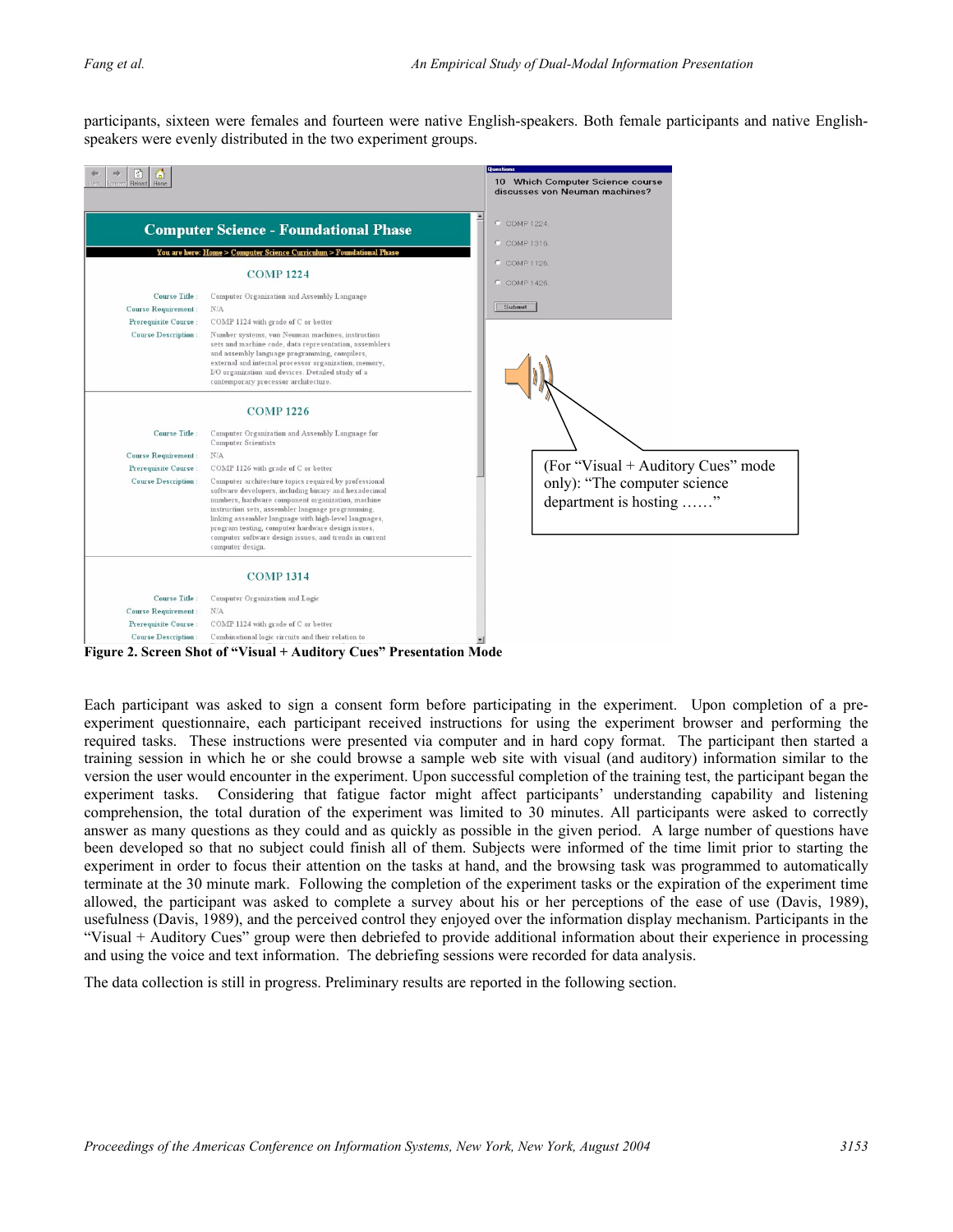participants, sixteen were females and fourteen were native English-speakers. Both female participants and native English-speakers were evenly distributed in the two experiment groups.

**Figure 2. Screen Shot of "Visual + Auditory Cues" Presentation Mode**

Each participant was asked to sign a consent form before participating in the experiment. Upon completion of a pre-experiment questionnaire, each participant received instructions for using the experiment browser and performing the required tasks. These instructions were presented via computer and in hard copy format. The participant then started a training session in which he or she could browse a sample web site with visual (and auditory) information similar to the version the user would encounter in the experiment. Upon successful completion of the training test, the participant began the experiment tasks. Considering that fatigue factor might affect participants' understanding capability and listening comprehension, the total duration of the experiment was limited to 30 minutes. All participants were asked to correctly answer as many questions as they could and as quickly as possible in the given period. A large number of questions have been developed so that no subject could finish all of them. Subjects were informed of the time limit prior to starting the experiment in order to focus their attention on the tasks at hand, and the browsing task was programmed to automatically terminate at the 30 minute mark. Following the completion of the experiment tasks or the expiration of the experiment time allowed, the participant was asked to complete a survey about his or her perceptions of the ease of use (Davis, 1989), usefulness (Davis, 1989), and the perceived control they enjoyed over the information display mechanism. Participants in the "Visual + Auditory Cues" group were then debriefed to provide additional information about their experience in processing and using the voice and text information. The debriefing sessions were recorded for data analysis.

The data collection is still in progress. Preliminary results are reported in the following section.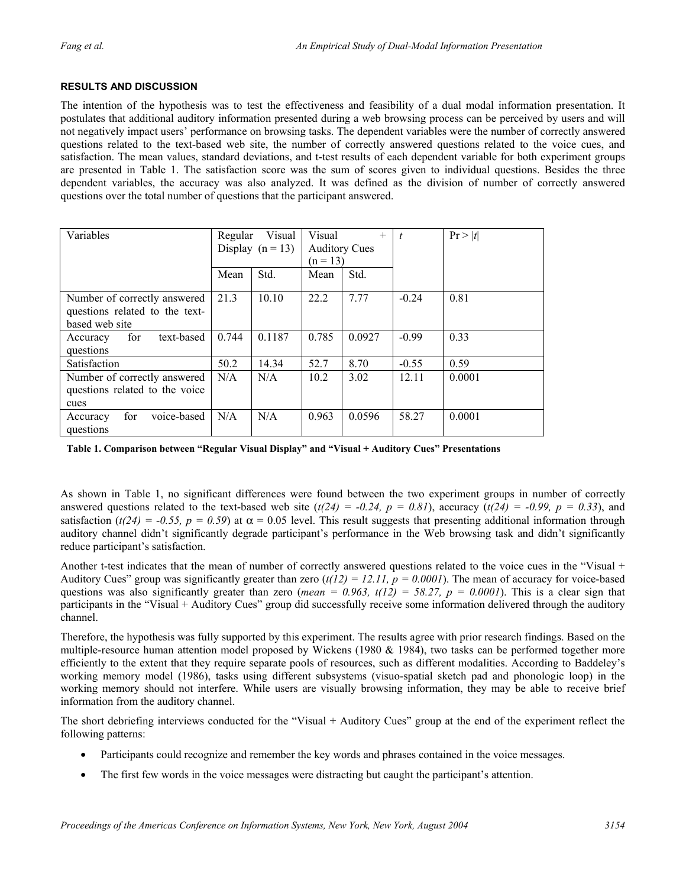### RESULTS AND DISCUSSION

The intention of the hypothesis was to test the effectiveness and feasibility of a dual modal information presentation. It postulates that additional auditory information presented during a web browsing process can be perceived by users and will not negatively impact users' performance on browsing tasks. The dependent variables were the number of correctly answered questions related to the text-based web site, the number of correctly answered questions related to the voice cues, and satisfaction. The mean values, standard deviations, and t-test results of each dependent variable for both experiment groups are presented in Table 1. The satisfaction score was the sum of scores given to individual questions. Besides the three dependent variables, the accuracy was also analyzed. It was defined as the division of number of correctly answered questions over the total number of questions that the participant answered.

| Variables | Regular Visual Display (n = 13) | | Visual + Auditory Cues (n = 13) | | $t$ | $\Pr > \|t\|$ |
|---|---|---|---|---|---|---|
| | Mean | Std. | Mean | Std. | | |
| Number of correctly answered questions related to the text-based web site | 21.3 | 10.10 | 22.2 | 7.77 | -0.24 | 0.81 |
| Accuracy for text-based questions | 0.744 | 0.1187 | 0.785 | 0.0927 | -0.99 | 0.33 |
| Satisfaction | 50.2 | 14.34 | 52.7 | 8.70 | -0.55 | 0.59 |
| Number of correctly answered questions related to the voice cues | N/A | N/A | 10.2 | 3.02 | 12.11 | 0.0001 |
| Accuracy for voice-based questions | N/A | N/A | 0.963 | 0.0596 | 58.27 | 0.0001 |

**Table 1. Comparison between "Regular Visual Display" and "Visual + Auditory Cues" Presentations**

As shown in Table 1, no significant differences were found between the two experiment groups in number of correctly answered questions related to the text-based web site ($t(24) = -0.24$, $p = 0.81$), accuracy ($t(24) = -0.99$, $p = 0.33$), and satisfaction ($t(24) = -0.55$, $p = 0.59$) at $\alpha = 0.05$ level. This result suggests that presenting additional information through auditory channel didn't significantly degrade participant's performance in the Web browsing task and didn't significantly reduce participant's satisfaction.

Another t-test indicates that the mean of number of correctly answered questions related to the voice cues in the "Visual + Auditory Cues" group was significantly greater than zero ($t(12) = 12.11$, $p = 0.0001$). The mean of accuracy for voice-based questions was also significantly greater than zero ($mean = 0.963$, $t(12) = 58.27$, $p = 0.0001$). This is a clear sign that participants in the "Visual + Auditory Cues" group did successfully receive some information delivered through the auditory channel.

Therefore, the hypothesis was fully supported by this experiment. The results agree with prior research findings. Based on the multiple-resource human attention model proposed by Wickens (1980 & 1984), two tasks can be performed together more efficiently to the extent that they require separate pools of resources, such as different modalities. According to Baddeley's working memory model (1986), tasks using different subsystems (visuo-spatial sketch pad and phonologic loop) in the working memory should not interfere. While users are visually browsing information, they may be able to receive brief information from the auditory channel.

The short debriefing interviews conducted for the "Visual + Auditory Cues" group at the end of the experiment reflect the following patterns:

- Participants could recognize and remember the key words and phrases contained in the voice messages.
- The first few words in the voice messages were distracting but caught the participant's attention.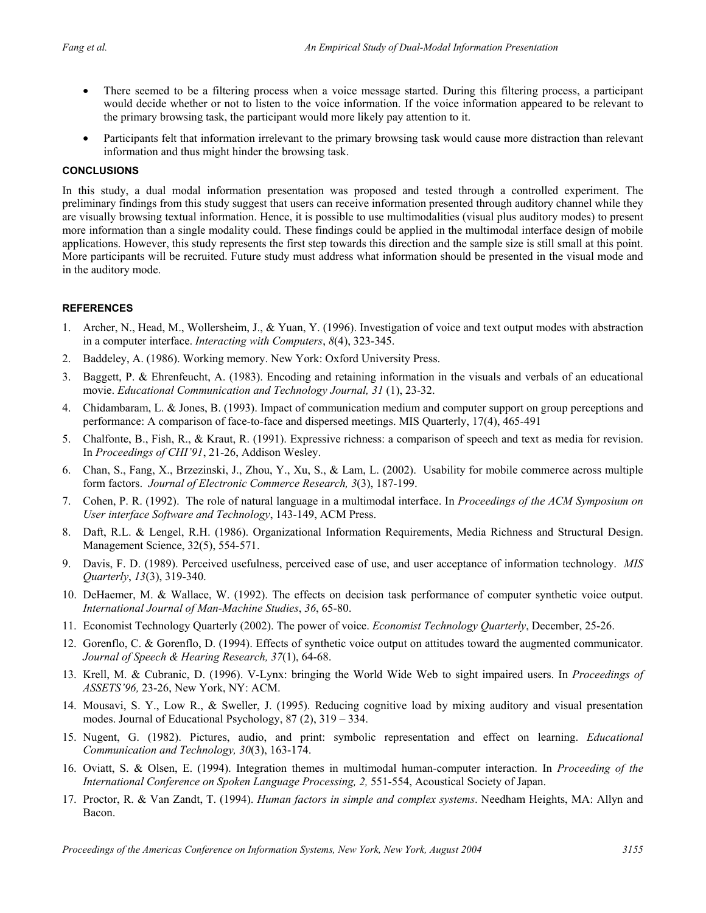- There seemed to be a filtering process when a voice message started. During this filtering process, a participant would decide whether or not to listen to the voice information. If the voice information appeared to be relevant to the primary browsing task, the participant would more likely pay attention to it.
- Participants felt that information irrelevant to the primary browsing task would cause more distraction than relevant information and thus might hinder the browsing task.

## CONCLUSIONS

In this study, a dual modal information presentation was proposed and tested through a controlled experiment. The preliminary findings from this study suggest that users can receive information presented through auditory channel while they are visually browsing textual information. Hence, it is possible to use multimodalities (visual plus auditory modes) to present more information than a single modality could. These findings could be applied in the multimodal interface design of mobile applications. However, this study represents the first step towards this direction and the sample size is still small at this point. More participants will be recruited. Future study must address what information should be presented in the visual mode and in the auditory mode.

## REFERENCES

1. Archer, N., Head, M., Wollersheim, J., & Yuan, Y. (1996). Investigation of voice and text output modes with abstraction in a computer interface. *Interacting with Computers*, *8*(4), 323-345.
2. Baddeley, A. (1986). Working memory. New York: Oxford University Press.
3. Baggett, P. & Ehrenfeucht, A. (1983). Encoding and retaining information in the visuals and verbals of an educational movie. *Educational Communication and Technology Journal, 31* (1), 23-32.
4. Chidambaram, L. & Jones, B. (1993). Impact of communication medium and computer support on group perceptions and performance: A comparison of face-to-face and dispersed meetings. MIS Quarterly, 17(4), 465-491
5. Chalfonte, B., Fish, R., & Kraut, R. (1991). Expressive richness: a comparison of speech and text as media for revision. In *Proceedings of CHI'91*, 21-26, Addison Wesley.
6. Chan, S., Fang, X., Brzezinski, J., Zhou, Y., Xu, S., & Lam, L. (2002). Usability for mobile commerce across multiple form factors. *Journal of Electronic Commerce Research, 3*(3), 187-199.
7. Cohen, P. R. (1992). The role of natural language in a multimodal interface. In *Proceedings of the ACM Symposium on User interface Software and Technology*, 143-149, ACM Press.
8. Daft, R.L. & Lengel, R.H. (1986). Organizational Information Requirements, Media Richness and Structural Design. Management Science, 32(5), 554-571.
9. Davis, F. D. (1989). Perceived usefulness, perceived ease of use, and user acceptance of information technology. *MIS Quarterly*, *13*(3), 319-340.
10. DeHaemer, M. & Wallace, W. (1992). The effects on decision task performance of computer synthetic voice output. *International Journal of Man-Machine Studies*, *36*, 65-80.
11. Economist Technology Quarterly (2002). The power of voice. *Economist Technology Quarterly*, December, 25-26.
12. Gorenflo, C. & Gorenflo, D. (1994). Effects of synthetic voice output on attitudes toward the augmented communicator. *Journal of Speech & Hearing Research, 37*(1), 64-68.
13. Krell, M. & Cubranic, D. (1996). V-Lynx: bringing the World Wide Web to sight impaired users. In *Proceedings of ASSETS'96,* 23-26, New York, NY: ACM.
14. Mousavi, S. Y., Low R., & Sweller, J. (1995). Reducing cognitive load by mixing auditory and visual presentation modes. Journal of Educational Psychology, 87 (2), 319 – 334.
15. Nugent, G. (1982). Pictures, audio, and print: symbolic representation and effect on learning. *Educational Communication and Technology, 30*(3), 163-174.
16. Oviatt, S. & Olsen, E. (1994). Integration themes in multimodal human-computer interaction. In *Proceeding of the International Conference on Spoken Language Processing, 2,* 551-554, Acoustical Society of Japan.
17. Proctor, R. & Van Zandt, T. (1994). *Human factors in simple and complex systems*. Needham Heights, MA: Allyn and Bacon.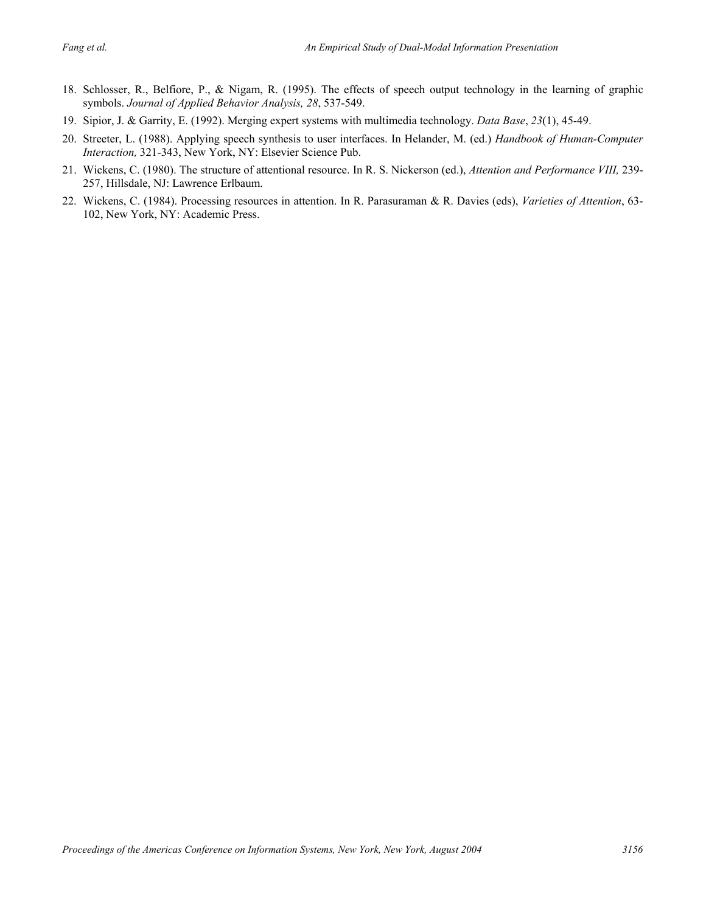18. Schlosser, R., Belfiore, P., & Nigam, R. (1995). The effects of speech output technology in the learning of graphic symbols. *Journal of Applied Behavior Analysis, 28*, 537-549.
19. Sipior, J. & Garrity, E. (1992). Merging expert systems with multimedia technology. *Data Base*, *23*(1), 45-49.
20. Streeter, L. (1988). Applying speech synthesis to user interfaces. In Helander, M. (ed.) *Handbook of Human-Computer Interaction,* 321-343, New York, NY: Elsevier Science Pub.
21. Wickens, C. (1980). The structure of attentional resource. In R. S. Nickerson (ed.), *Attention and Performance VIII,* 239-257, Hillsdale, NJ: Lawrence Erlbaum.
22. Wickens, C. (1984). Processing resources in attention. In R. Parasuraman & R. Davies (eds), *Varieties of Attention*, 63-102, New York, NY: Academic Press.